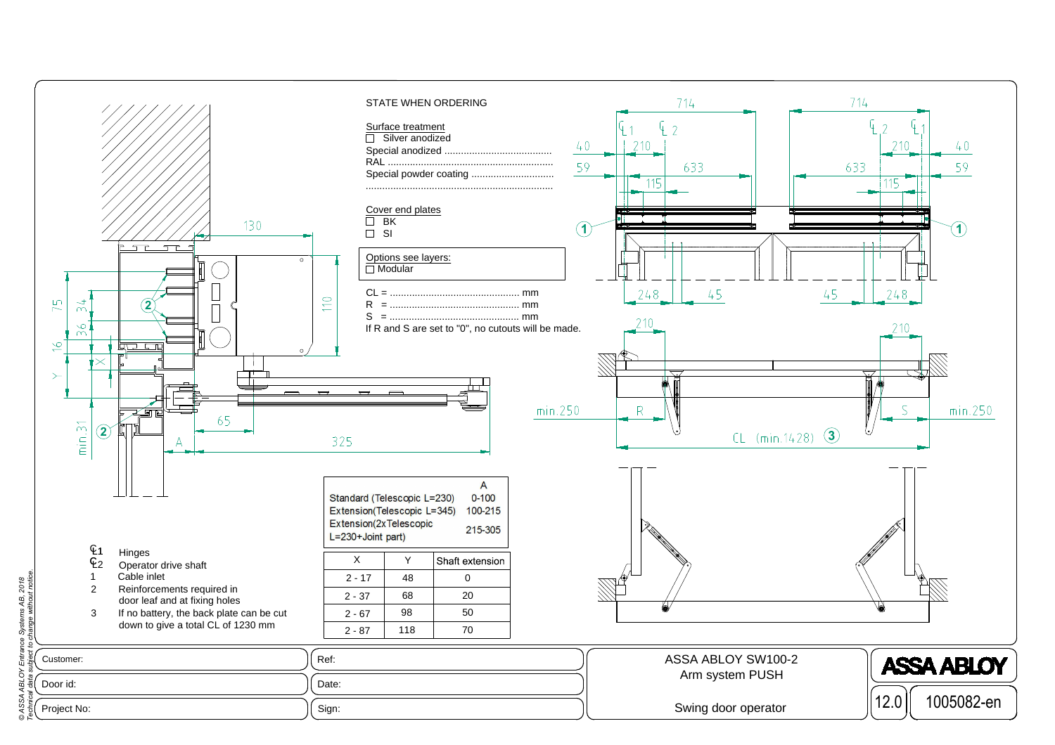STATE WHEN ORDERING

Surface treatment
- ☐ Silver anodized

Special anodized .......................................
RAL ............................................................
Special powder coating ..............................
...................................................................

Cover end plates
- ☐ BK
- ☐ SI

Options see layers:
- ☐ Modular

CL = ............................................... mm
R = ............................................... mm
S = ............................................... mm
If R and S are set to "0", no cutouts will be made.

| | A |
|---|---|
| Standard (Telescopic L=230) | 0-100 |
| Extension(Telescopic L=345) | 100-215 |
| Extension(2xTelescopic L=230+Joint part) | 215-305 |

| X | Y | Shaft extension |
|---|---|---|
| 2 - 17 | 48 | 0 |
| 2 - 37 | 68 | 20 |
| 2 - 67 | 98 | 50 |
| 2 - 87 | 118 | 70 |

- ℄1 Hinges
- ℄2 Operator drive shaft
- 1 Cable inlet
- 2 Reinforcements required in door leaf and at fixing holes
- 3 If no battery, the back plate can be cut down to give a total CL of 1230 mm

| | |
|---|---|
| Customer: | Ref: |
| Door id: | Date: |
| Project No: | Sign: |

ASSA ABLOY SW100-2
Arm system PUSH

Swing door operator

ASSA ABLOY

12.0 1005082-en

© ASSA ABLOY Entrance Systems AB, 2018
Technical data subject to change without notice.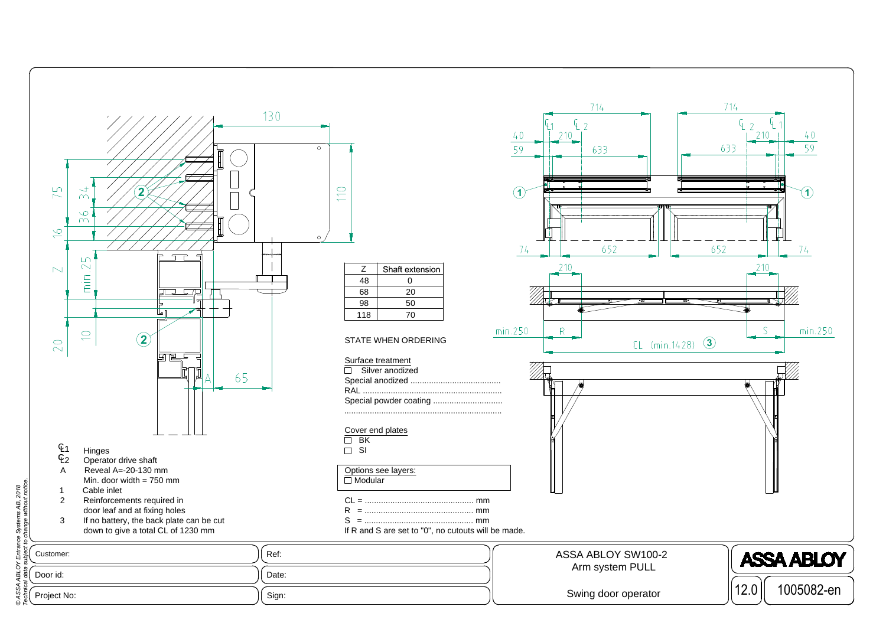| Z | Shaft extension |
|---|---|
| 48 | 0 |
| 68 | 20 |
| 98 | 50 |
| 118 | 70 |

STATE WHEN ORDERING

Surface treatment
- ☐ Silver anodized
- Special anodized .......................................
- RAL ............................................................
- Special powder coating ..............................
- ....................................................................

Cover end plates
- ☐ BK
- ☐ SI

Options see layers:
- ☐ Modular

CL = ............................................... mm
R = ............................................... mm
S = ............................................... mm
If R and S are set to "0", no cutouts will be made.

- ℄1 Hinges
- ℄2 Operator drive shaft
- A Reveal A=-20-130 mm
  Min. door width = 750 mm
- 1 Cable inlet
- 2 Reinforcements required in door leaf and at fixing holes
- 3 If no battery, the back plate can be cut down to give a total CL of 1230 mm

| Customer: | Ref: | ASSA ABLOY SW100-2 Arm system PULL | ASSA ABLOY |
|---|---|---|---|
| Door id: | Date: | | |
| Project No: | Sign: | Swing door operator | 12.0 1005082-en |

© ASSA ABLOY Entrance Systems AB, 2018
Technical data subject to change without notice.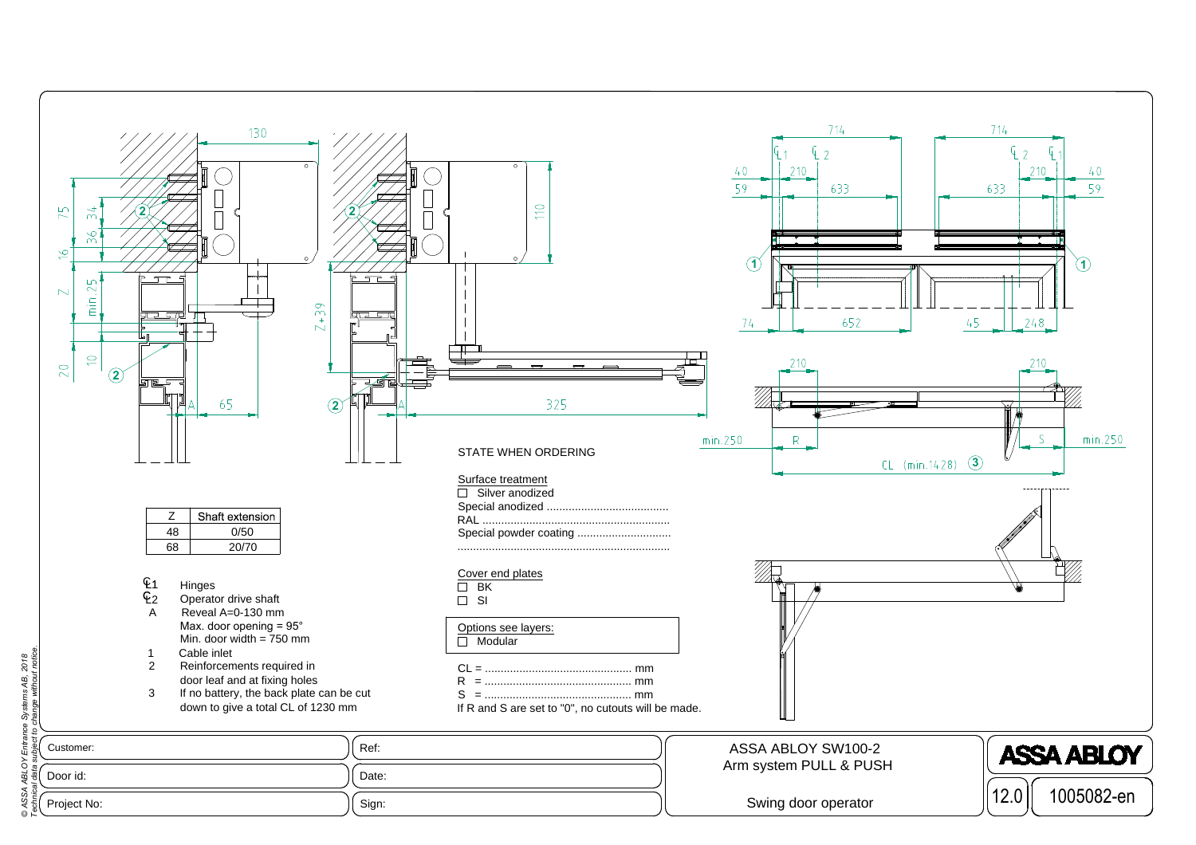STATE WHEN ORDERING

Surface treatment

☐ Silver anodized

Special anodized .......................................

RAL ............................................................

Special powder coating .............................

...................................................................

Cover end plates

☐ BK

☐ SI

Options see layers:

☐ Modular

CL = ............................................... mm

R = ............................................... mm

S = ............................................... mm

If R and S are set to "0", no cutouts will be made.

| Z | Shaft extension |
|---|---|
| 48 | 0/50 |
| 68 | 20/70 |

- ℄1 Hinges
- ℄2 Operator drive shaft
- A Reveal A=0-130 mm
  - Max. door opening = 95°
  - Min. door width = 750 mm
- 1 Cable inlet
- 2 Reinforcements required in door leaf and at fixing holes
- 3 If no battery, the back plate can be cut down to give a total CL of 1230 mm

130

75
34
36
16
Z
min.25
20
10
65
Z+39
110
325

714
714
40
210
59
633
633
210
40
59
74
652
45
248
210
210
min.250
R
S
min.250
CL (min.1428)

© ASSA ABLOY Entrance Systems AB, 2018
Technical data subject to change without notice.

| | | | |
|---|---|---|---|
| Customer: | Ref: | ASSA ABLOY SW100-2 Arm system PULL & PUSH | ASSA ABLOY |
| Door id: | Date: | | |
| Project No: | Sign: | Swing door operator | 12.0 1005082-en |